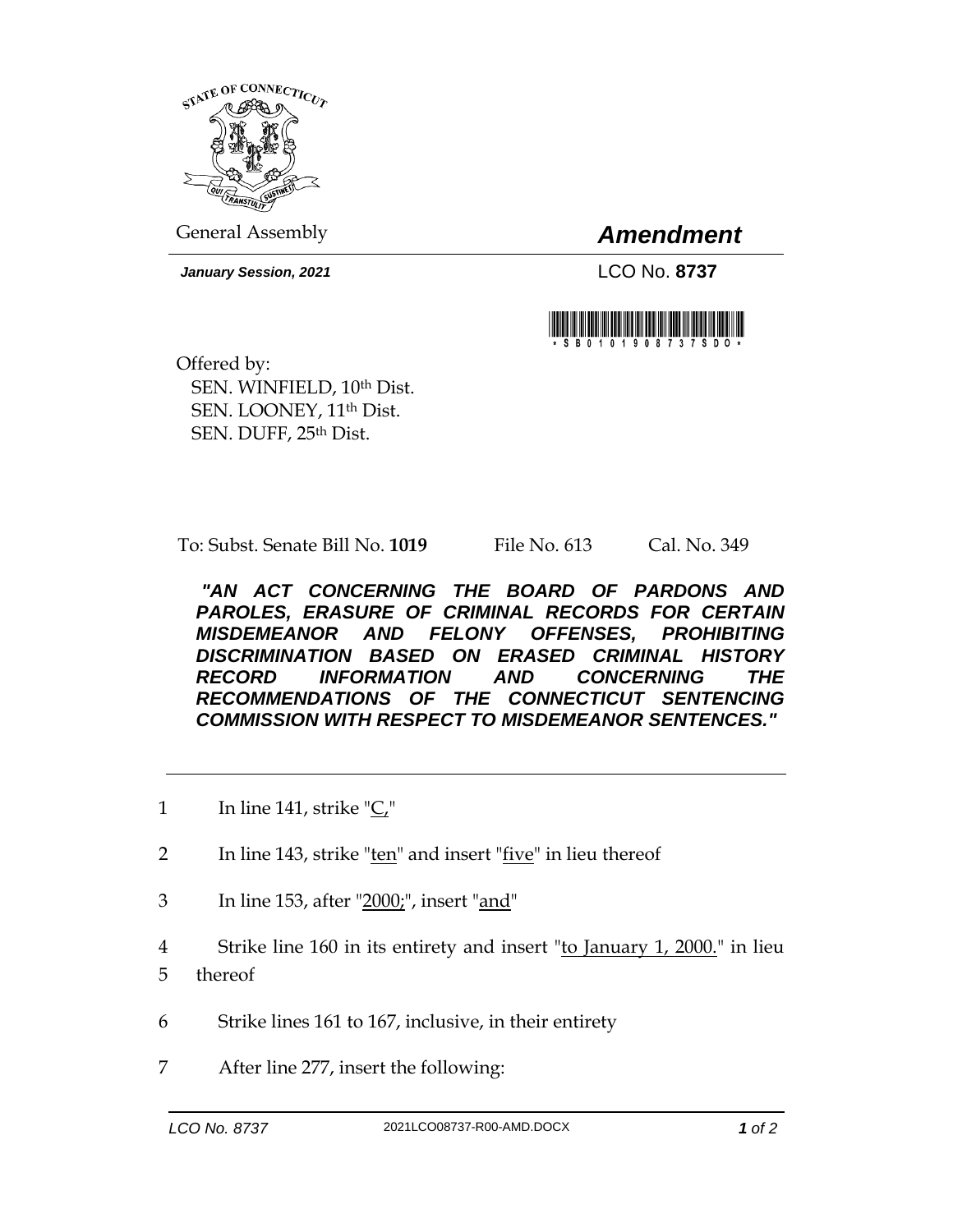General Assembly

# *Amendment*

***January Session, 2021***

LCO No. **8737**

\*SB01019087375DO\*

Offered by:
SEN. WINFIELD, 10th Dist.
SEN. LOONEY, 11th Dist.
SEN. DUFF, 25th Dist.

To: Subst. Senate Bill No. **1019** File No. 613 Cal. No. 349

***"AN ACT CONCERNING THE BOARD OF PARDONS AND PAROLES, ERASURE OF CRIMINAL RECORDS FOR CERTAIN MISDEMEANOR AND FELONY OFFENSES, PROHIBITING DISCRIMINATION BASED ON ERASED CRIMINAL HISTORY RECORD INFORMATION AND CONCERNING THE RECOMMENDATIONS OF THE CONNECTICUT SENTENCING COMMISSION WITH RESPECT TO MISDEMEANOR SENTENCES."***

1 In line 141, strike "<u>C,</u>"

2 In line 143, strike "<u>ten</u>" and insert "<u>five</u>" in lieu thereof

3 In line 153, after "<u>2000;</u>", insert "<u>and</u>"

4 Strike line 160 in its entirety and insert "<u>to January 1, 2000.</u>" in lieu
5 thereof

6 Strike lines 161 to 167, inclusive, in their entirety

7 After line 277, insert the following: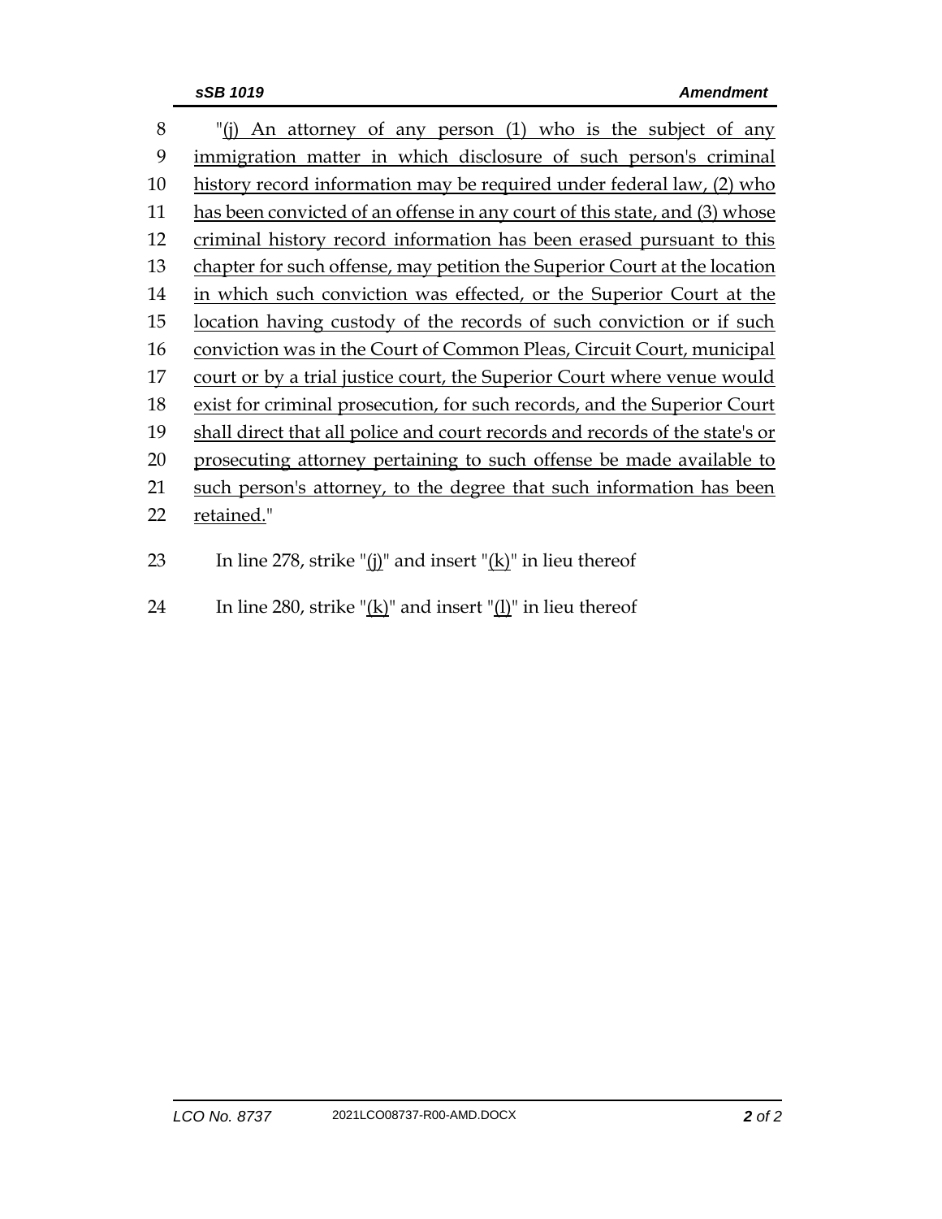"(j) An attorney of any person (1) who is the subject of any immigration matter in which disclosure of such person's criminal history record information may be required under federal law, (2) who has been convicted of an offense in any court of this state, and (3) whose criminal history record information has been erased pursuant to this chapter for such offense, may petition the Superior Court at the location in which such conviction was effected, or the Superior Court at the location having custody of the records of such conviction or if such conviction was in the Court of Common Pleas, Circuit Court, municipal court or by a trial justice court, the Superior Court where venue would exist for criminal prosecution, for such records, and the Superior Court shall direct that all police and court records and records of the state's or prosecuting attorney pertaining to such offense be made available to such person's attorney, to the degree that such information has been retained."

In line 278, strike "(j)" and insert "(k)" in lieu thereof

In line 280, strike "(k)" and insert "(l)" in lieu thereof